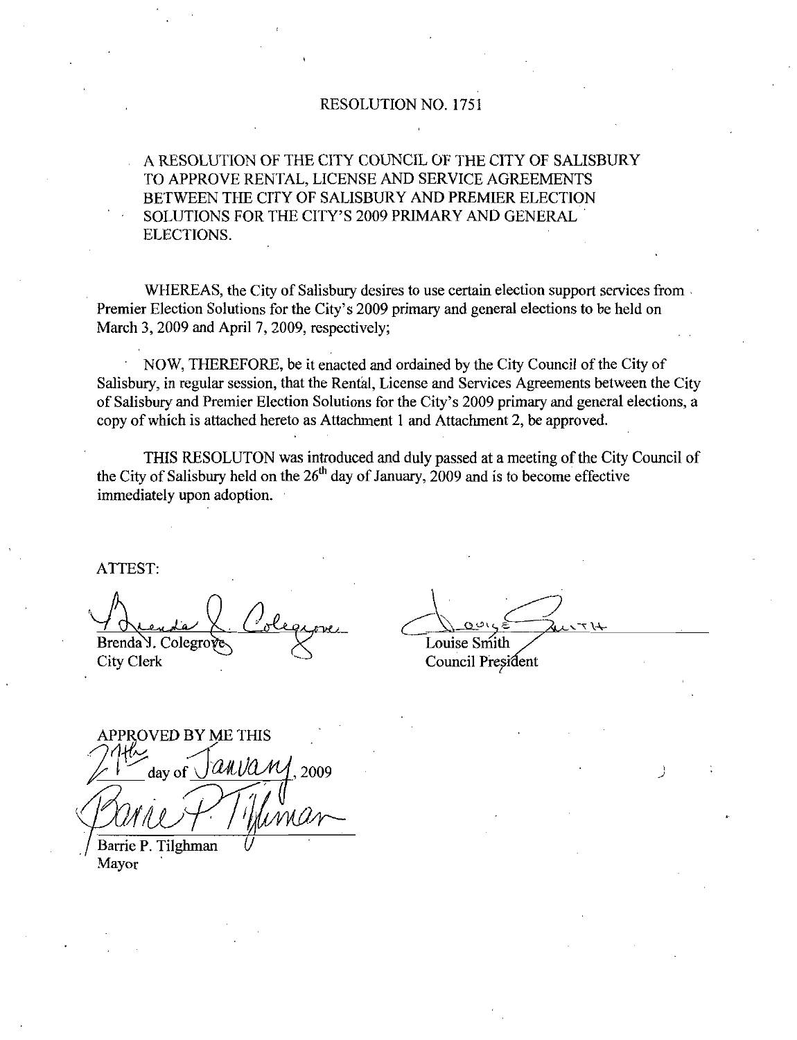# RESOLUTION NO. 1751

A RESOLUTION OF THE CITY COUNCIL OF THE CITY OF SALISBURY TO APPROVE RENTAL, LICENSE AND SERVICE AGREEMENTS BETWEEN THE CITY OF SALISBURY AND PREMIER ELECTION SOLUTIONS FOR THE CITY'S 2009 PRIMARY AND GENERAL ELECTIONS.

WHEREAS, the City of Salisbury desires to use certain election support services from Premier Election Solutions for the City's 2009 primary and general elections to be held on March 3, 2009 and April 7, 2009, respectively;

NOW, THEREFORE, be it enacted and ordained by the City Council of the City of Salisbury, in regular session, that the Rental, License and Services Agreements between the City of Salisbury and Premier Election Solutions for the City's 2009 primary and general elections, a copy of which is attached hereto as Attachment 1 and Attachment 2, be approved.

THIS RESOLUTON was introduced and duly passed at a meeting of the City Council of the City of Salisbury held on the 26th day of January, 2009 and is to become effective immediately upon adoption.

ATTEST:

Brenda J. Colegrove
City Clerk

Louise Smith
Council President

APPROVED BY ME THIS
27th day of January, 2009

Barrie P. Tilghman
Mayor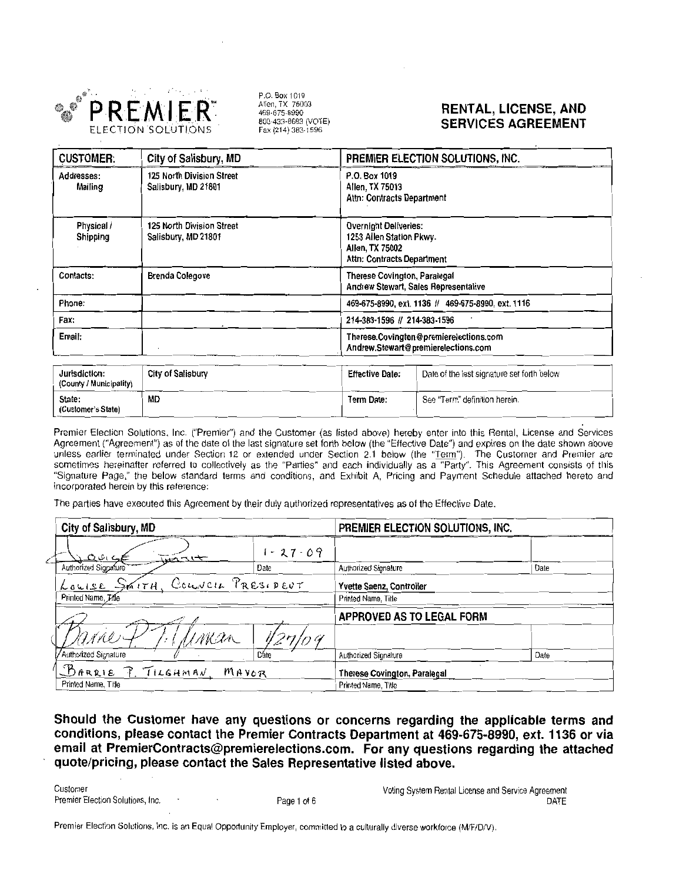**PREMIER** ELECTION SOLUTIONS

P.O. Box 1019
Allen, TX 75003
469-675-8990
800-433-8683 (VOTE)
Fax (214) 383-1596

# RENTAL, LICENSE, AND SERVICES AGREEMENT

| CUSTOMER: | City of Salisbury, MD | PREMIER ELECTION SOLUTIONS, INC. |
|---|---|---|
| Addresses: Mailing | 125 North Division Street Salisbury, MD 21801 | P.O. Box 1019 Allen, TX 75013 Attn: Contracts Department |
| Physical / Shipping | 125 North Division Street Salisbury, MD 21801 | Overnight Deliveries: 1253 Allen Station Pkwy. Allen, TX 75002 Attn: Contracts Department |
| Contacts: | Brenda Colegove | Therese Covington, Paralegal Andrew Stewart, Sales Representative |
| Phone: | | 469-675-8990, ext. 1136 // 469-675-8990, ext. 1116 |
| Fax: | | 214-383-1596 // 214-383-1596 |
| Email: | | Therese.Covington@premierelections.com Andrew.Stewart@premierelections.com |

| Jurisdiction: (County / Municipality) | City of Salisbury | Effective Date: | Date of the last signature set forth below |
|---|---|---|---|
| State: (Customer's State) | MD | Term Date: | See "Term" definition herein. |

Premier Election Solutions, Inc. ("Premier") and the Customer (as listed above) hereby enter into this Rental, License and Services Agreement ("Agreement") as of the date of the last signature set forth below (the "Effective Date") and expires on the date shown above unless earlier terminated under Section 12 or extended under Section 2.1 below (the "Term"). The Customer and Premier are sometimes hereinafter referred to collectively as the "Parties" and each individually as a "Party". This Agreement consists of this "Signature Page," the below standard terms and conditions, and Exhibit A, Pricing and Payment Schedule attached hereto and incorporated herein by this reference:

The parties have executed this Agreement by their duly authorized representatives as of the Effective Date.

| City of Salisbury, MD | | PREMIER ELECTION SOLUTIONS, INC. | |
|---|---|---|---|
| *Louise Smith* | 1-27-09 | | |
| Authorized Signature | Date | Authorized Signature | Date |
| Louise Smith, Council President | | Yvette Saenz, Controller | |
| Printed Name, Title | | Printed Name, Title | |
| | | APPROVED AS TO LEGAL FORM | |
| *Barrie P. Tilghman* | 1/27/09 | | |
| Authorized Signature | Date | Authorized Signature | Date |
| Barrie P. Tilghman, Mayor | | Therese Covington, Paralegal | |
| Printed Name, Title | | Printed Name, Title | |

**Should the Customer have any questions or concerns regarding the applicable terms and conditions, please contact the Premier Contracts Department at 469-675-8990, ext. 1136 or via email at PremierContracts@premierelections.com. For any questions regarding the attached quote/pricing, please contact the Sales Representative listed above.**

Customer
Premier Election Solutions, Inc.

Voting System Rental License and Service Agreement
DATE

Premier Election Solutions, Inc. is an Equal Opportunity Employer, committed to a culturally diverse workforce (M/F/D/V).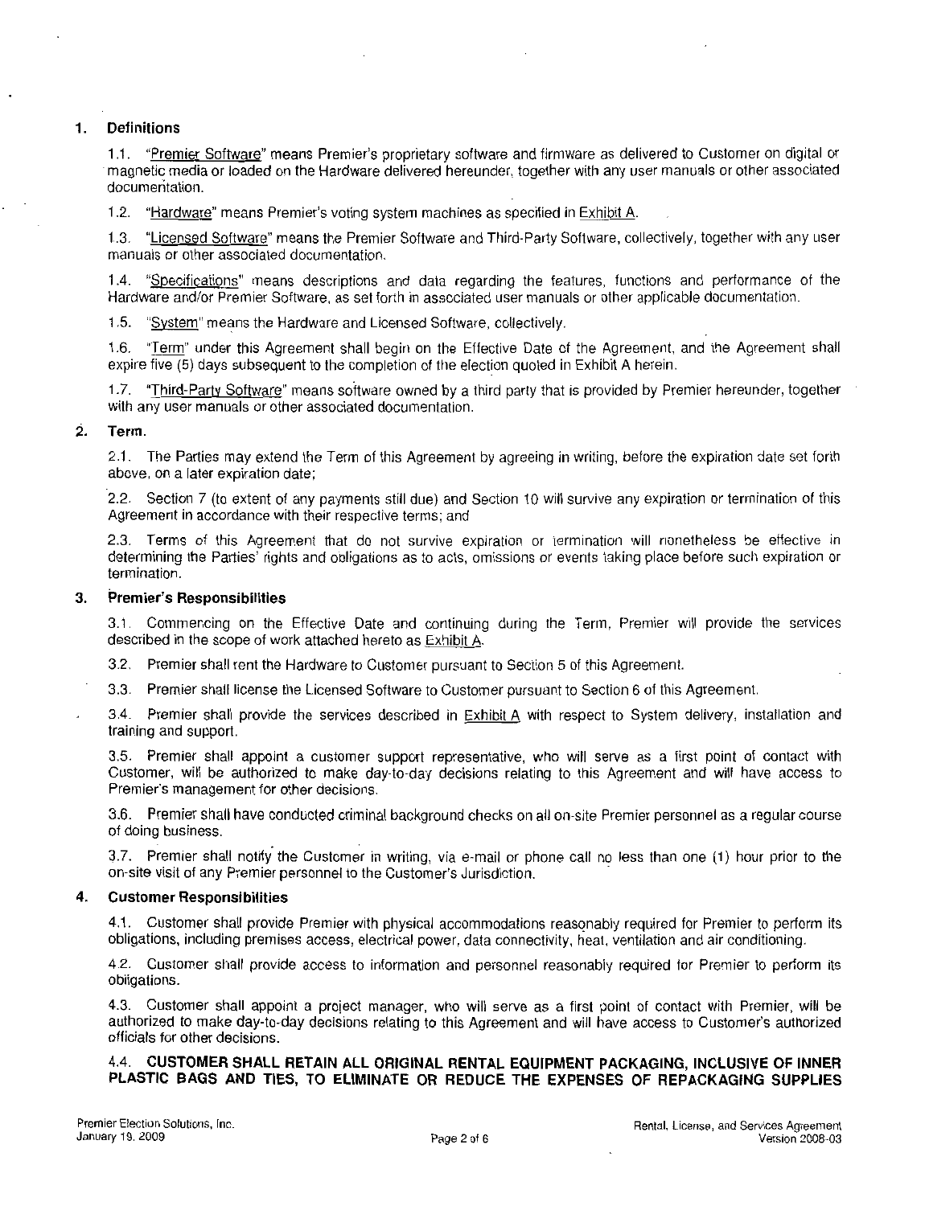## 1. Definitions

1.1. "Premier Software" means Premier's proprietary software and firmware as delivered to Customer on digital or magnetic media or loaded on the Hardware delivered hereunder, together with any user manuals or other associated documentation.

1.2. "Hardware" means Premier's voting system machines as specified in Exhibit A.

1.3. "Licensed Software" means the Premier Software and Third-Party Software, collectively, together with any user manuals or other associated documentation.

1.4. "Specifications" means descriptions and data regarding the features, functions and performance of the Hardware and/or Premier Software, as set forth in associated user manuals or other applicable documentation.

1.5. "System" means the Hardware and Licensed Software, collectively.

1.6. "Term" under this Agreement shall begin on the Effective Date of the Agreement, and the Agreement shall expire five (5) days subsequent to the completion of the election quoted in Exhibit A herein.

1.7. "Third-Party Software" means software owned by a third party that is provided by Premier hereunder, together with any user manuals or other associated documentation.

## 2. Term.

2.1. The Parties may extend the Term of this Agreement by agreeing in writing, before the expiration date set forth above, on a later expiration date;

2.2. Section 7 (to extent of any payments still due) and Section 10 will survive any expiration or termination of this Agreement in accordance with their respective terms; and

2.3. Terms of this Agreement that do not survive expiration or termination will nonetheless be effective in determining the Parties' rights and obligations as to acts, omissions or events taking place before such expiration or termination.

## 3. Premier's Responsibilities

3.1. Commencing on the Effective Date and continuing during the Term, Premier will provide the services described in the scope of work attached hereto as Exhibit A.

3.2. Premier shall rent the Hardware to Customer pursuant to Section 5 of this Agreement.

3.3. Premier shall license the Licensed Software to Customer pursuant to Section 6 of this Agreement.

3.4. Premier shall provide the services described in Exhibit A with respect to System delivery, installation and training and support.

3.5. Premier shall appoint a customer support representative, who will serve as a first point of contact with Customer, will be authorized to make day-to-day decisions relating to this Agreement and will have access to Premier's management for other decisions.

3.6. Premier shall have conducted criminal background checks on all on-site Premier personnel as a regular course of doing business.

3.7. Premier shall notify the Customer in writing, via e-mail or phone call no less than one (1) hour prior to the on-site visit of any Premier personnel to the Customer's Jurisdiction.

## 4. Customer Responsibilities

4.1. Customer shall provide Premier with physical accommodations reasonably required for Premier to perform its obligations, including premises access, electrical power, data connectivity, heat, ventilation and air conditioning.

4.2. Customer shall provide access to information and personnel reasonably required for Premier to perform its obligations.

4.3. Customer shall appoint a project manager, who will serve as a first point of contact with Premier, will be authorized to make day-to-day decisions relating to this Agreement and will have access to Customer's authorized officials for other decisions.

4.4. **CUSTOMER SHALL RETAIN ALL ORIGINAL RENTAL EQUIPMENT PACKAGING, INCLUSIVE OF INNER PLASTIC BAGS AND TIES, TO ELIMINATE OR REDUCE THE EXPENSES OF REPACKAGING SUPPLIES**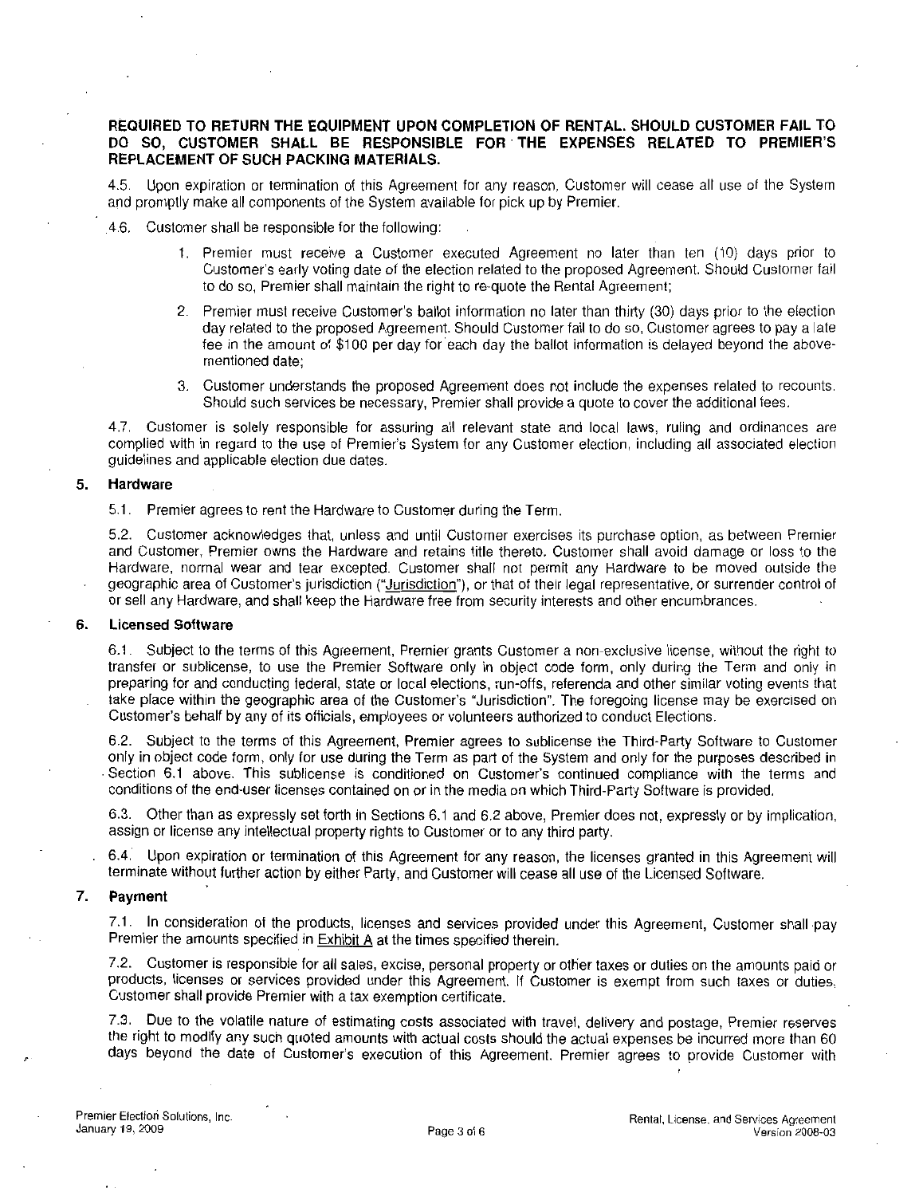**REQUIRED TO RETURN THE EQUIPMENT UPON COMPLETION OF RENTAL. SHOULD CUSTOMER FAIL TO DO SO, CUSTOMER SHALL BE RESPONSIBLE FOR THE EXPENSES RELATED TO PREMIER'S REPLACEMENT OF SUCH PACKING MATERIALS.**

4.5. Upon expiration or termination of this Agreement for any reason, Customer will cease all use of the System and promptly make all components of the System available for pick up by Premier.

4.6. Customer shall be responsible for the following:

1. Premier must receive a Customer executed Agreement no later than ten (10) days prior to Customer's early voting date of the election related to the proposed Agreement. Should Customer fail to do so, Premier shall maintain the right to re-quote the Rental Agreement;
2. Premier must receive Customer's ballot information no later than thirty (30) days prior to the election day related to the proposed Agreement. Should Customer fail to do so, Customer agrees to pay a late fee in the amount of $100 per day for each day the ballot information is delayed beyond the above-mentioned date;
3. Customer understands the proposed Agreement does not include the expenses related to recounts. Should such services be necessary, Premier shall provide a quote to cover the additional fees.

4.7. Customer is solely responsible for assuring all relevant state and local laws, ruling and ordinances are complied with in regard to the use of Premier's System for any Customer election, including all associated election guidelines and applicable election due dates.

## 5. Hardware

5.1. Premier agrees to rent the Hardware to Customer during the Term.

5.2. Customer acknowledges that, unless and until Customer exercises its purchase option, as between Premier and Customer, Premier owns the Hardware and retains title thereto. Customer shall avoid damage or loss to the Hardware, normal wear and tear excepted. Customer shall not permit any Hardware to be moved outside the geographic area of Customer's jurisdiction ("Jurisdiction"), or that of their legal representative, or surrender control of or sell any Hardware, and shall keep the Hardware free from security interests and other encumbrances.

## 6. Licensed Software

6.1. Subject to the terms of this Agreement, Premier grants Customer a non-exclusive license, without the right to transfer or sublicense, to use the Premier Software only in object code form, only during the Term and only in preparing for and conducting federal, state or local elections, run-offs, referenda and other similar voting events that take place within the geographic area of the Customer's "Jurisdiction". The foregoing license may be exercised on Customer's behalf by any of its officials, employees or volunteers authorized to conduct Elections.

6.2. Subject to the terms of this Agreement, Premier agrees to sublicense the Third-Party Software to Customer only in object code form, only for use during the Term as part of the System and only for the purposes described in Section 6.1 above. This sublicense is conditioned on Customer's continued compliance with the terms and conditions of the end-user licenses contained on or in the media on which Third-Party Software is provided.

6.3. Other than as expressly set forth in Sections 6.1 and 6.2 above, Premier does not, expressly or by implication, assign or license any intellectual property rights to Customer or to any third party.

6.4. Upon expiration or termination of this Agreement for any reason, the licenses granted in this Agreement will terminate without further action by either Party, and Customer will cease all use of the Licensed Software.

## 7. Payment

7.1. In consideration of the products, licenses and services provided under this Agreement, Customer shall pay Premier the amounts specified in Exhibit A at the times specified therein.

7.2. Customer is responsible for all sales, excise, personal property or other taxes or duties on the amounts paid or products, licenses or services provided under this Agreement. If Customer is exempt from such taxes or duties, Customer shall provide Premier with a tax exemption certificate.

7.3. Due to the volatile nature of estimating costs associated with travel, delivery and postage, Premier reserves the right to modify any such quoted amounts with actual costs should the actual expenses be incurred more than 60 days beyond the date of Customer's execution of this Agreement. Premier agrees to provide Customer with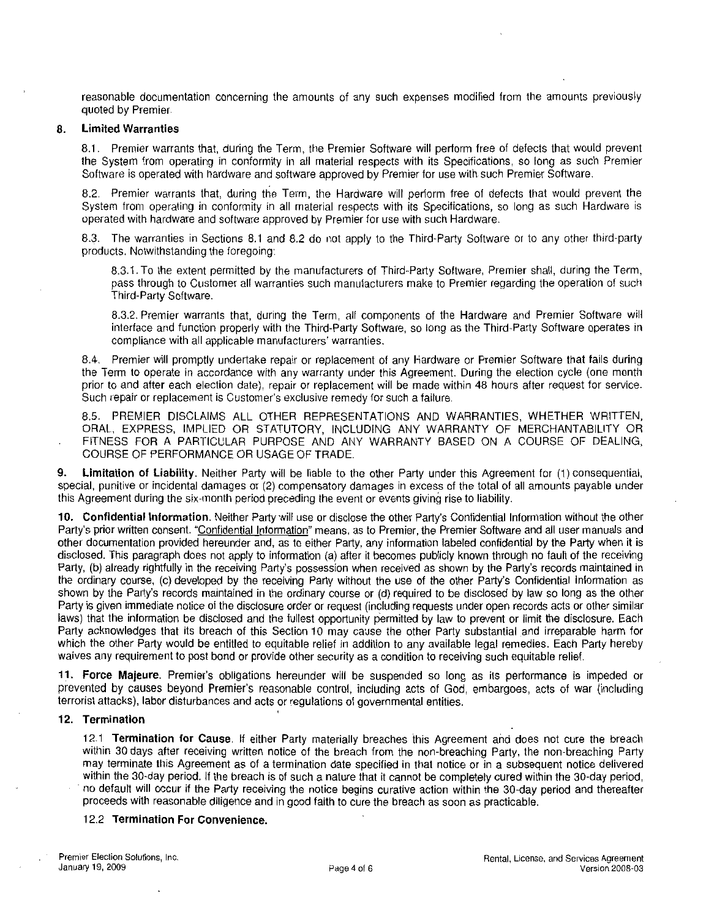reasonable documentation concerning the amounts of any such expenses modified from the amounts previously quoted by Premier.

## 8. Limited Warranties

8.1. Premier warrants that, during the Term, the Premier Software will perform free of defects that would prevent the System from operating in conformity in all material respects with its Specifications, so long as such Premier Software is operated with hardware and software approved by Premier for use with such Premier Software.

8.2. Premier warrants that, during the Term, the Hardware will perform free of defects that would prevent the System from operating in conformity in all material respects with its Specifications, so long as such Hardware is operated with hardware and software approved by Premier for use with such Hardware.

8.3. The warranties in Sections 8.1 and 8.2 do not apply to the Third-Party Software or to any other third-party products. Notwithstanding the foregoing:

8.3.1. To the extent permitted by the manufacturers of Third-Party Software, Premier shall, during the Term, pass through to Customer all warranties such manufacturers make to Premier regarding the operation of such Third-Party Software.

8.3.2. Premier warrants that, during the Term, all components of the Hardware and Premier Software will interface and function properly with the Third-Party Software, so long as the Third-Party Software operates in compliance with all applicable manufacturers' warranties.

8.4. Premier will promptly undertake repair or replacement of any Hardware or Premier Software that fails during the Term to operate in accordance with any warranty under this Agreement. During the election cycle (one month prior to and after each election date), repair or replacement will be made within 48 hours after request for service. Such repair or replacement is Customer's exclusive remedy for such a failure.

8.5. PREMIER DISCLAIMS ALL OTHER REPRESENTATIONS AND WARRANTIES, WHETHER WRITTEN, ORAL, EXPRESS, IMPLIED OR STATUTORY, INCLUDING ANY WARRANTY OF MERCHANTABILITY OR FITNESS FOR A PARTICULAR PURPOSE AND ANY WARRANTY BASED ON A COURSE OF DEALING, COURSE OF PERFORMANCE OR USAGE OF TRADE.

**9. Limitation of Liability.** Neither Party will be liable to the other Party under this Agreement for (1) consequential, special, punitive or incidental damages or (2) compensatory damages in excess of the total of all amounts payable under this Agreement during the six-month period preceding the event or events giving rise to liability.

**10. Confidential Information.** Neither Party will use or disclose the other Party's Confidential Information without the other Party's prior written consent. "Confidential Information" means, as to Premier, the Premier Software and all user manuals and other documentation provided hereunder and, as to either Party, any information labeled confidential by the Party when it is disclosed. This paragraph does not apply to information (a) after it becomes publicly known through no fault of the receiving Party, (b) already rightfully in the receiving Party's possession when received as shown by the Party's records maintained in the ordinary course, (c) developed by the receiving Party without the use of the other Party's Confidential Information as shown by the Party's records maintained in the ordinary course or (d) required to be disclosed by law so long as the other Party is given immediate notice of the disclosure order or request (including requests under open records acts or other similar laws) that the information be disclosed and the fullest opportunity permitted by law to prevent or limit the disclosure. Each Party acknowledges that its breach of this Section 10 may cause the other Party substantial and irreparable harm for which the other Party would be entitled to equitable relief in addition to any available legal remedies. Each Party hereby waives any requirement to post bond or provide other security as a condition to receiving such equitable relief.

**11. Force Majeure.** Premier's obligations hereunder will be suspended so long as its performance is impeded or prevented by causes beyond Premier's reasonable control, including acts of God, embargoes, acts of war (including terrorist attacks), labor disturbances and acts or regulations of governmental entities.

## 12. Termination

12.1 **Termination for Cause.** If either Party materially breaches this Agreement and does not cure the breach within 30 days after receiving written notice of the breach from the non-breaching Party, the non-breaching Party may terminate this Agreement as of a termination date specified in that notice or in a subsequent notice delivered within the 30-day period. If the breach is of such a nature that it cannot be completely cured within the 30-day period, no default will occur if the Party receiving the notice begins curative action within the 30-day period and thereafter proceeds with reasonable diligence and in good faith to cure the breach as soon as practicable.

12.2 **Termination For Convenience.**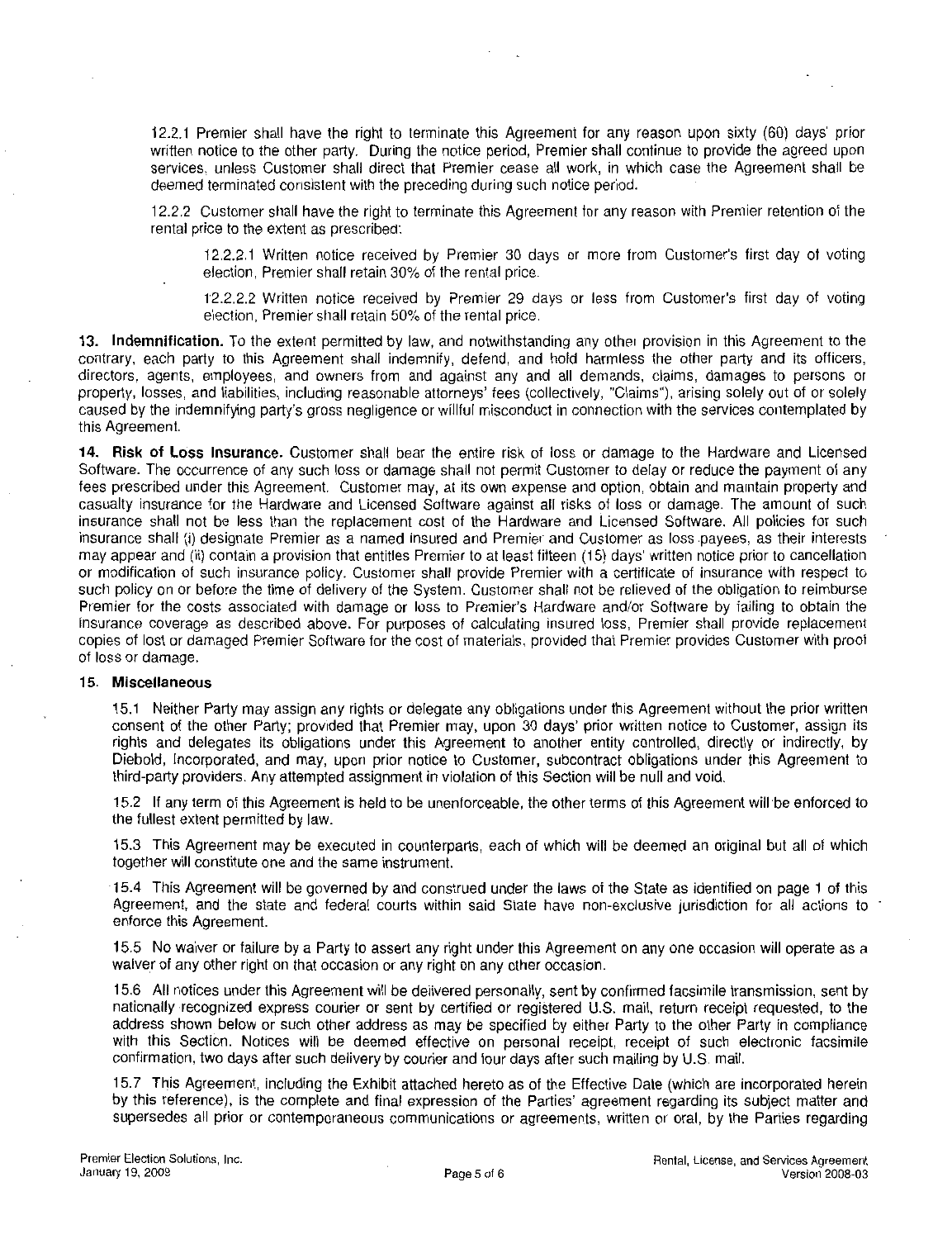12.2.1 Premier shall have the right to terminate this Agreement for any reason upon sixty (60) days' prior written notice to the other party. During the notice period, Premier shall continue to provide the agreed upon services, unless Customer shall direct that Premier cease all work, in which case the Agreement shall be deemed terminated consistent with the preceding during such notice period.

12.2.2 Customer shall have the right to terminate this Agreement for any reason with Premier retention of the rental price to the extent as prescribed:

12.2.2.1 Written notice received by Premier 30 days or more from Customer's first day of voting election, Premier shall retain 30% of the rental price.

12.2.2.2 Written notice received by Premier 29 days or less from Customer's first day of voting election, Premier shall retain 50% of the rental price.

**13. Indemnification.** To the extent permitted by law, and notwithstanding any other provision in this Agreement to the contrary, each party to this Agreement shall indemnify, defend, and hold harmless the other party and its officers, directors, agents, employees, and owners from and against any and all demands, claims, damages to persons or property, losses, and liabilities, including reasonable attorneys' fees (collectively, "Claims"), arising solely out of or solely caused by the indemnifying party's gross negligence or willful misconduct in connection with the services contemplated by this Agreement.

**14. Risk of Loss Insurance.** Customer shall bear the entire risk of loss or damage to the Hardware and Licensed Software. The occurrence of any such loss or damage shall not permit Customer to delay or reduce the payment of any fees prescribed under this Agreement. Customer may, at its own expense and option, obtain and maintain property and casualty insurance for the Hardware and Licensed Software against all risks of loss or damage. The amount of such insurance shall not be less than the replacement cost of the Hardware and Licensed Software. All policies for such insurance shall (i) designate Premier as a named insured and Premier and Customer as loss payees, as their interests may appear and (ii) contain a provision that entitles Premier to at least fifteen (15) days' written notice prior to cancellation or modification of such insurance policy. Customer shall provide Premier with a certificate of insurance with respect to such policy on or before the time of delivery of the System. Customer shall not be relieved of the obligation to reimburse Premier for the costs associated with damage or loss to Premier's Hardware and/or Software by failing to obtain the insurance coverage as described above. For purposes of calculating insured loss, Premier shall provide replacement copies of lost or damaged Premier Software for the cost of materials, provided that Premier provides Customer with proof of loss or damage.

**15. Miscellaneous**

15.1 Neither Party may assign any rights or delegate any obligations under this Agreement without the prior written consent of the other Party; provided that Premier may, upon 30 days' prior written notice to Customer, assign its rights and delegates its obligations under this Agreement to another entity controlled, directly or indirectly, by Diebold, Incorporated, and may, upon prior notice to Customer, subcontract obligations under this Agreement to third-party providers. Any attempted assignment in violation of this Section will be null and void.

15.2 If any term of this Agreement is held to be unenforceable, the other terms of this Agreement will be enforced to the fullest extent permitted by law.

15.3 This Agreement may be executed in counterparts, each of which will be deemed an original but all of which together will constitute one and the same instrument.

15.4 This Agreement will be governed by and construed under the laws of the State as identified on page 1 of this Agreement, and the state and federal courts within said State have non-exclusive jurisdiction for all actions to enforce this Agreement.

15.5 No waiver or failure by a Party to assert any right under this Agreement on any one occasion will operate as a waiver of any other right on that occasion or any right on any other occasion.

15.6 All notices under this Agreement will be delivered personally, sent by confirmed facsimile transmission, sent by nationally recognized express courier or sent by certified or registered U.S. mail, return receipt requested, to the address shown below or such other address as may be specified by either Party to the other Party in compliance with this Section. Notices will be deemed effective on personal receipt, receipt of such electronic facsimile confirmation, two days after such delivery by courier and four days after such mailing by U.S. mail.

15.7 This Agreement, including the Exhibit attached hereto as of the Effective Date (which are incorporated herein by this reference), is the complete and final expression of the Parties' agreement regarding its subject matter and supersedes all prior or contemporaneous communications or agreements, written or oral, by the Parties regarding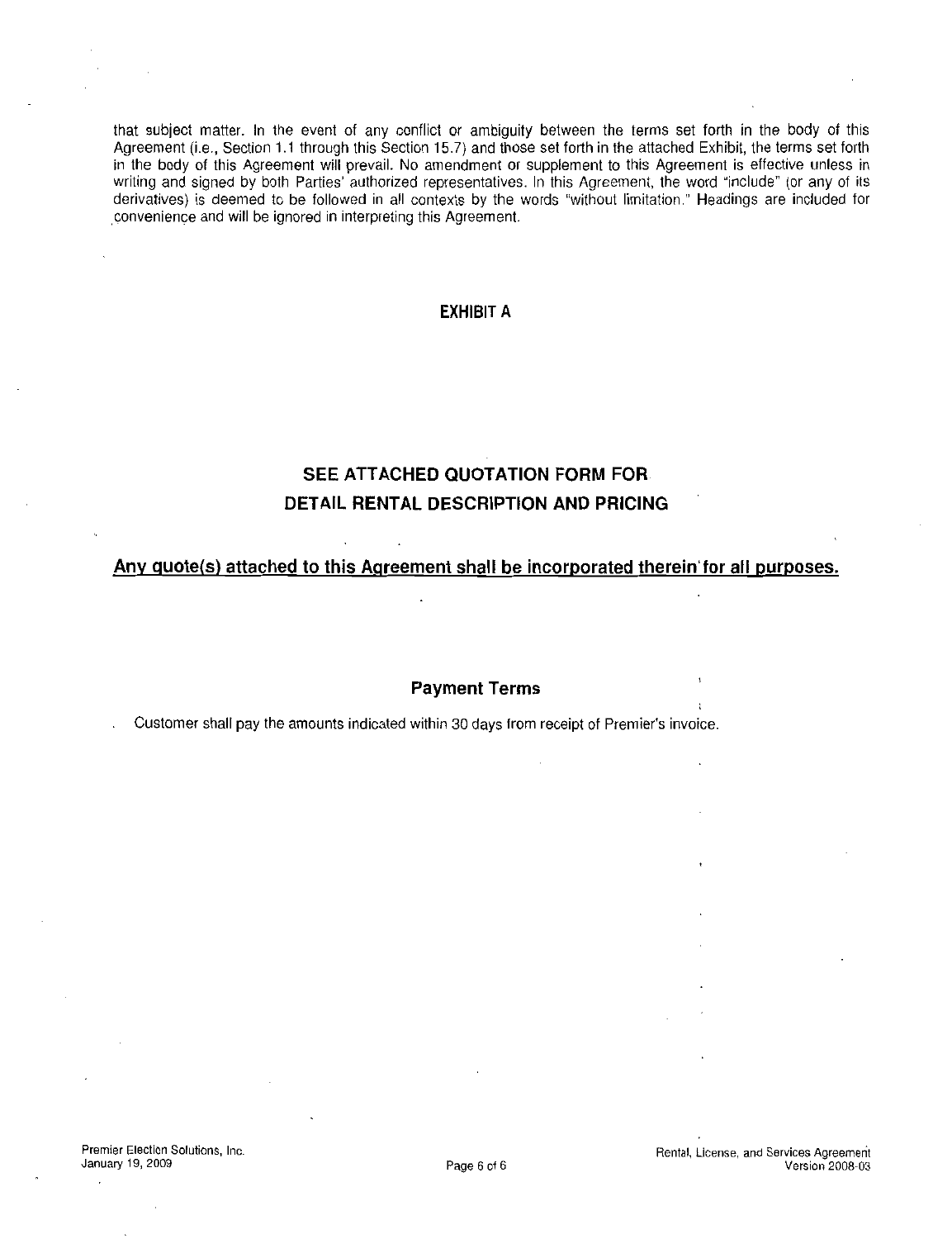that subject matter. In the event of any conflict or ambiguity between the terms set forth in the body of this Agreement (i.e., Section 1.1 through this Section 15.7) and those set forth in the attached Exhibit, the terms set forth in the body of this Agreement will prevail. No amendment or supplement to this Agreement is effective unless in writing and signed by both Parties' authorized representatives. In this Agreement, the word "include" (or any of its derivatives) is deemed to be followed in all contexts by the words "without limitation." Headings are included for convenience and will be ignored in interpreting this Agreement.

## EXHIBIT A

## SEE ATTACHED QUOTATION FORM FOR DETAIL RENTAL DESCRIPTION AND PRICING

**Any quote(s) attached to this Agreement shall be incorporated therein for all purposes.**

### Payment Terms

Customer shall pay the amounts indicated within 30 days from receipt of Premier's invoice.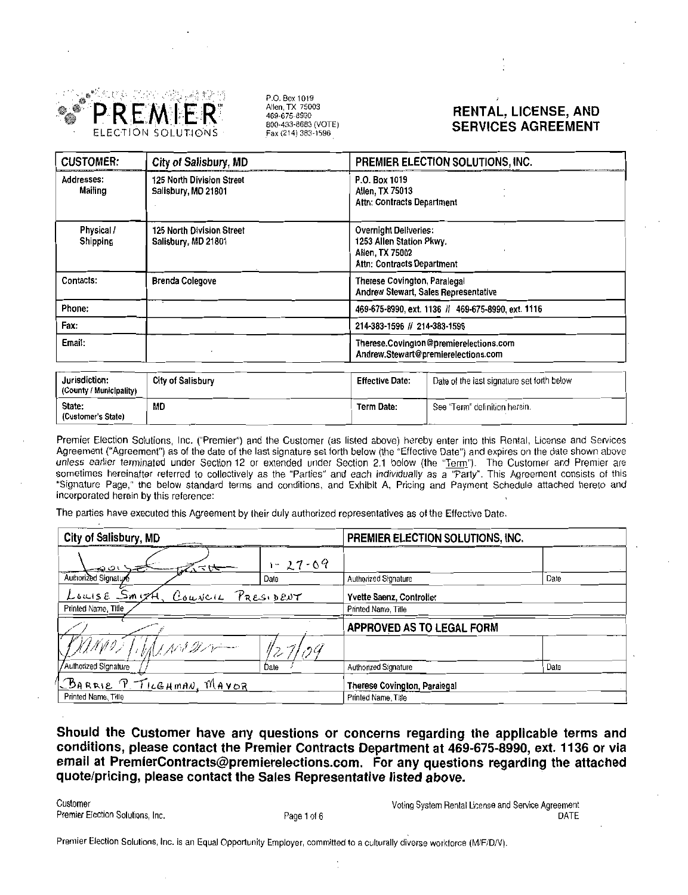PREMIER ELECTION SOLUTIONS

P.O. Box 1019
Allen, TX 75003
469-675-8990
800-433-8683 (VOTE)
Fax (214) 383-1596

# RENTAL, LICENSE, AND SERVICES AGREEMENT

| CUSTOMER: | City of Salisbury, MD | PREMIER ELECTION SOLUTIONS, INC. |
|---|---|---|
| Addresses: Mailing | 125 North Division Street Salisbury, MD 21801 | P.O. Box 1019 Allen, TX 75013 Attn: Contracts Department |
| Physical / Shipping | 125 North Division Street Salisbury, MD 21801 | Overnight Deliveries: 1253 Allen Station Pkwy. Allen, TX 75002 Attn: Contracts Department |
| Contacts: | Brenda Colegove | Therese Covington, Paralegal Andrew Stewart, Sales Representative |
| Phone: | | 469-675-8990, ext. 1136 // 469-675-8990, ext. 1116 |
| Fax: | | 214-383-1596 // 214-383-1596 |
| Email: | | Therese.Covington@premierelections.com Andrew.Stewart@premierelections.com |

| Jurisdiction: (County / Municipality) | City of Salisbury | Effective Date: | Date of the last signature set forth below |
|---|---|---|---|
| State: (Customer's State) | MD | Term Date: | See "Term" definition herein. |

Premier Election Solutions, Inc. ("Premier") and the Customer (as listed above) hereby enter into this Rental, License and Services Agreement ("Agreement") as of the date of the last signature set forth below (the "Effective Date") and expires on the date shown above *unless earlier terminated* under Section 12 or extended under Section 2.1 below (the "Term"). The Customer and Premier are sometimes hereinafter referred to collectively as the "Parties" and *each individually* as a "Party". This Agreement consists of this "Signature Page," the below standard terms and conditions, and Exhibit A, Pricing and Payment Schedule attached hereto and incorporated herein by this reference:

The parties have executed this Agreement by their duly authorized representatives as of the Effective Date.

| City of Salisbury, MD | | PREMIER ELECTION SOLUTIONS, INC. | |
|---|---|---|---|
| [signature] | 1-27-09 | | |
| Authorized Signature | Date | Authorized Signature | Date |
| Louise Smith, Council President | | Yvette Saenz, Controller | |
| Printed Name, Title | | Printed Name, Title | |
| | | APPROVED AS TO LEGAL FORM | |
| [signature] | 1/27/09 | | |
| Authorized Signature | Date | Authorized Signature | Date |
| Barrie P. Tilghman, Mayor | | Therese Covington, Paralegal | |
| Printed Name, Title | | Printed Name, Title | |

**Should the Customer have any questions or concerns regarding the applicable terms and conditions, please contact the Premier Contracts Department at 469-675-8990, ext. 1136 or via email at PremierContracts@premierelections.com. For any questions regarding the attached quote/pricing, please contact the Sales Representative listed above.**

Customer
Premier Election Solutions, Inc.

Voting System Rental License and Service Agreement
DATE

Premier Election Solutions, Inc. is an Equal Opportunity Employer, committed to a culturally diverse workforce (M/F/D/V).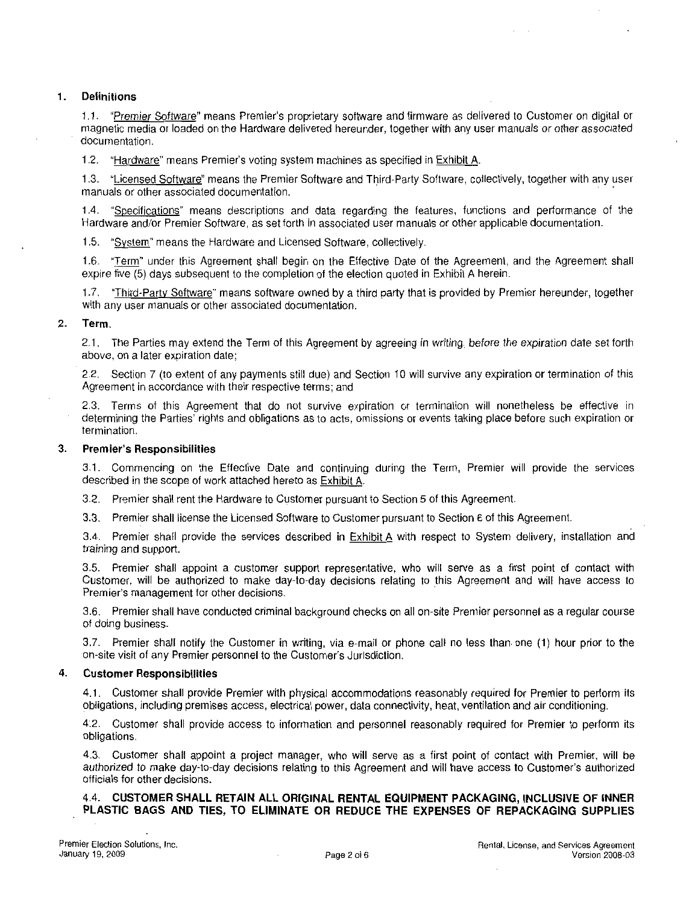## 1. Definitions

1.1. "Premier Software" means Premier's proprietary software and firmware as delivered to Customer on digital or magnetic media or loaded on the Hardware delivered hereunder, together with any user manuals or other associated documentation.

1.2. "Hardware" means Premier's voting system machines as specified in Exhibit A.

1.3. "Licensed Software" means the Premier Software and Third-Party Software, collectively, together with any user manuals or other associated documentation.

1.4. "Specifications" means descriptions and data regarding the features, functions and performance of the Hardware and/or Premier Software, as set forth in associated user manuals or other applicable documentation.

1.5. "System" means the Hardware and Licensed Software, collectively.

1.6. "Term" under this Agreement shall begin on the Effective Date of the Agreement, and the Agreement shall expire five (5) days subsequent to the completion of the election quoted in Exhibit A herein.

1.7. "Third-Party Software" means software owned by a third party that is provided by Premier hereunder, together with any user manuals or other associated documentation.

## 2. Term.

2.1. The Parties may extend the Term of this Agreement by agreeing in writing, before the expiration date set forth above, on a later expiration date;

2.2. Section 7 (to extent of any payments still due) and Section 10 will survive any expiration or termination of this Agreement in accordance with their respective terms; and

2.3. Terms of this Agreement that do not survive expiration or termination will nonetheless be effective in determining the Parties' rights and obligations as to acts, omissions or events taking place before such expiration or termination.

## 3. Premier's Responsibilities

3.1. Commencing on the Effective Date and continuing during the Term, Premier will provide the services described in the scope of work attached hereto as Exhibit A.

3.2. Premier shall rent the Hardware to Customer pursuant to Section 5 of this Agreement.

3.3. Premier shall license the Licensed Software to Customer pursuant to Section 6 of this Agreement.

3.4. Premier shall provide the services described in Exhibit A with respect to System delivery, installation and training and support.

3.5. Premier shall appoint a customer support representative, who will serve as a first point of contact with Customer, will be authorized to make day-to-day decisions relating to this Agreement and will have access to Premier's management for other decisions.

3.6. Premier shall have conducted criminal background checks on all on-site Premier personnel as a regular course of doing business.

3.7. Premier shall notify the Customer in writing, via e-mail or phone call no less than one (1) hour prior to the on-site visit of any Premier personnel to the Customer's Jurisdiction.

## 4. Customer Responsibilities

4.1. Customer shall provide Premier with physical accommodations reasonably required for Premier to perform its obligations, including premises access, electrical power, data connectivity, heat, ventilation and air conditioning.

4.2. Customer shall provide access to information and personnel reasonably required for Premier to perform its obligations.

4.3. Customer shall appoint a project manager, who will serve as a first point of contact with Premier, will be authorized to make day-to-day decisions relating to this Agreement and will have access to Customer's authorized officials for other decisions.

4.4. **CUSTOMER SHALL RETAIN ALL ORIGINAL RENTAL EQUIPMENT PACKAGING, INCLUSIVE OF INNER PLASTIC BAGS AND TIES, TO ELIMINATE OR REDUCE THE EXPENSES OF REPACKAGING SUPPLIES**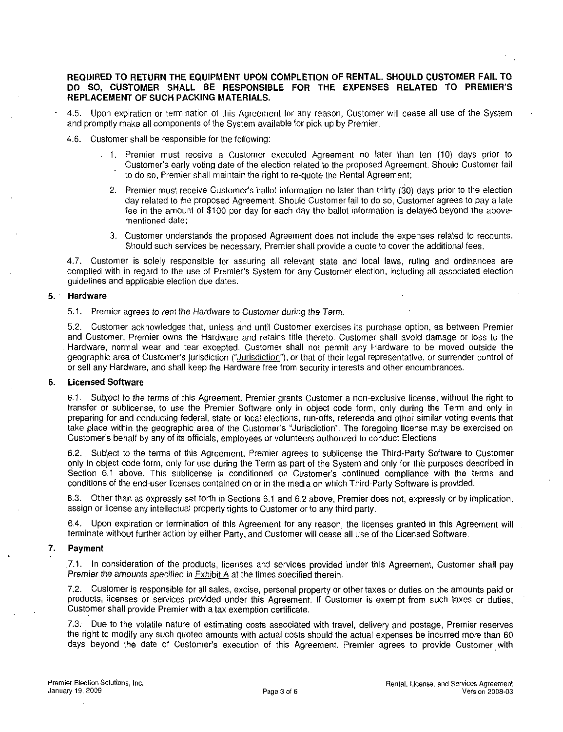**REQUIRED TO RETURN THE EQUIPMENT UPON COMPLETION OF RENTAL. SHOULD CUSTOMER FAIL TO DO SO, CUSTOMER SHALL BE RESPONSIBLE FOR THE EXPENSES RELATED TO PREMIER'S REPLACEMENT OF SUCH PACKING MATERIALS.**

4.5. Upon expiration or termination of this Agreement for any reason, Customer will cease all use of the System and promptly make all components of the System available for pick up by Premier.

4.6. Customer shall be responsible for the following:

1. Premier must receive a Customer executed Agreement no later than ten (10) days prior to Customer's early voting date of the election related to the proposed Agreement. Should Customer fail to do so, Premier shall maintain the right to re-quote the Rental Agreement;
2. Premier must receive Customer's ballot information no later than thirty (30) days prior to the election day related to the proposed Agreement. Should Customer fail to do so, Customer agrees to pay a late fee in the amount of $100 per day for each day the ballot information is delayed beyond the above-mentioned date;
3. Customer understands the proposed Agreement does not include the expenses related to recounts. Should such services be necessary, Premier shall provide a quote to cover the additional fees.

4.7. Customer is solely responsible for assuring all relevant state and local laws, ruling and ordinances are complied with in regard to the use of Premier's System for any Customer election, including all associated election guidelines and applicable election due dates.

## 5. Hardware

5.1. Premier agrees to rent the Hardware to Customer during the Term.

5.2. Customer acknowledges that, unless and until Customer exercises its purchase option, as between Premier and Customer, Premier owns the Hardware and retains title thereto. Customer shall avoid damage or loss to the Hardware, normal wear and tear excepted. Customer shall not permit any Hardware to be moved outside the geographic area of Customer's jurisdiction ("Jurisdiction"), or that of their legal representative, or surrender control of or sell any Hardware, and shall keep the Hardware free from security interests and other encumbrances.

## 6. Licensed Software

6.1. Subject to the terms of this Agreement, Premier grants Customer a non-exclusive license, without the right to transfer or sublicense, to use the Premier Software only in object code form, only during the Term and only in preparing for and conducting federal, state or local elections, run-offs, referenda and other similar voting events that take place within the geographic area of the Customer's "Jurisdiction". The foregoing license may be exercised on Customer's behalf by any of its officials, employees or volunteers authorized to conduct Elections.

6.2. Subject to the terms of this Agreement, Premier agrees to sublicense the Third-Party Software to Customer only in object code form, only for use during the Term as part of the System and only for the purposes described in Section 6.1 above. This sublicense is conditioned on Customer's continued compliance with the terms and conditions of the end-user licenses contained on or in the media on which Third-Party Software is provided.

6.3. Other than as expressly set forth in Sections 6.1 and 6.2 above, Premier does not, expressly or by implication, assign or license any intellectual property rights to Customer or to any third party.

6.4. Upon expiration or termination of this Agreement for any reason, the licenses granted in this Agreement will terminate without further action by either Party, and Customer will cease all use of the Licensed Software.

## 7. Payment

7.1. In consideration of the products, licenses and services provided under this Agreement, Customer shall pay Premier the amounts specified in Exhibit A at the times specified therein.

7.2. Customer is responsible for all sales, excise, personal property or other taxes or duties on the amounts paid or products, licenses or services provided under this Agreement. If Customer is exempt from such taxes or duties, Customer shall provide Premier with a tax exemption certificate.

7.3. Due to the volatile nature of estimating costs associated with travel, delivery and postage, Premier reserves the right to modify any such quoted amounts with actual costs should the actual expenses be incurred more than 60 days beyond the date of Customer's execution of this Agreement. Premier agrees to provide Customer with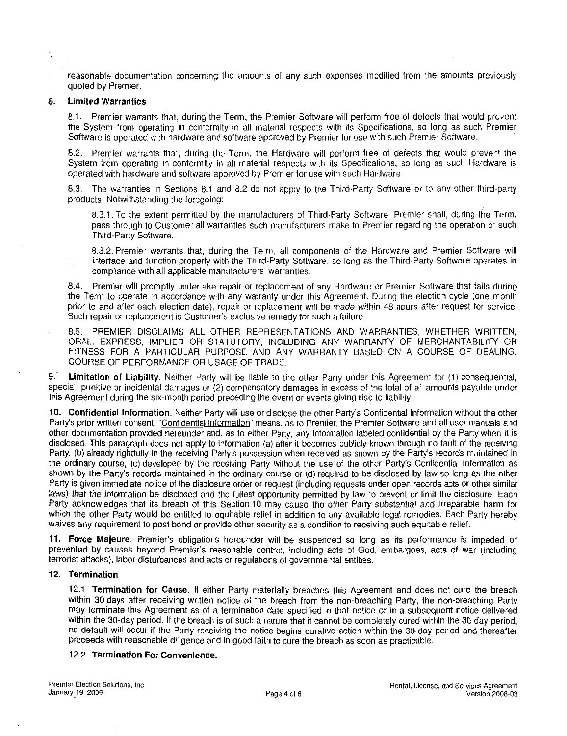reasonable documentation concerning the amounts of any such expenses modified from the amounts previously quoted by Premier.

## 8. Limited Warranties

8.1. Premier warrants that, during the Term, the Premier Software will perform free of defects that would prevent the System from operating in conformity in all material respects with its Specifications, so long as such Premier Software is operated with hardware and software approved by Premier for use with such Premier Software.

8.2. Premier warrants that, during the Term, the Hardware will perform free of defects that would prevent the System from operating in conformity in all material respects with its Specifications, so long as such Hardware is operated with hardware and software approved by Premier for use with such Hardware.

8.3. The warranties in Sections 8.1 and 8.2 do not apply to the Third-Party Software or to any other third-party products. Notwithstanding the foregoing:

8.3.1. To the extent permitted by the manufacturers of Third-Party Software, Premier shall, during the Term, pass through to Customer all warranties such manufacturers make to Premier regarding the operation of such Third-Party Software.

8.3.2. Premier warrants that, during the Term, all components of the Hardware and Premier Software will interface and function properly with the Third-Party Software, so long as the Third-Party Software operates in compliance with all applicable manufacturers' warranties.

8.4. Premier will promptly undertake repair or replacement of any Hardware or Premier Software that fails during the Term to operate in accordance with any warranty under this Agreement. During the election cycle (one month prior to and after each election date), repair or replacement will be made within 48 hours after request for service. Such repair or replacement is Customer's exclusive remedy for such a failure.

8.5. PREMIER DISCLAIMS ALL OTHER REPRESENTATIONS AND WARRANTIES, WHETHER WRITTEN, ORAL, EXPRESS, IMPLIED OR STATUTORY, INCLUDING ANY WARRANTY OF MERCHANTABILITY OR FITNESS FOR A PARTICULAR PURPOSE AND ANY WARRANTY BASED ON A COURSE OF DEALING, COURSE OF PERFORMANCE OR USAGE OF TRADE.

**9. Limitation of Liability.** Neither Party will be liable to the other Party under this Agreement for (1) consequential, special, punitive or incidental damages or (2) compensatory damages in excess of the total of all amounts payable under this Agreement during the six-month period preceding the event or events giving rise to liability.

**10. Confidential Information.** Neither Party will use or disclose the other Party's Confidential Information without the other Party's prior written consent. "Confidential Information" means, as to Premier, the Premier Software and all user manuals and other documentation provided hereunder and, as to either Party, any information labeled confidential by the Party when it is disclosed. This paragraph does not apply to information (a) after it becomes publicly known through no fault of the receiving Party, (b) already rightfully in the receiving Party's possession when received as shown by the Party's records maintained in the ordinary course, (c) developed by the receiving Party without the use of the other Party's Confidential Information as shown by the Party's records maintained in the ordinary course or (d) required to be disclosed by law so long as the other Party is given immediate notice of the disclosure order or request (including requests under open records acts or other similar laws) that the information be disclosed and the fullest opportunity permitted by law to prevent or limit the disclosure. Each Party acknowledges that its breach of this Section 10 may cause the other Party substantial and irreparable harm for which the other Party would be entitled to equitable relief in addition to any available legal remedies. Each Party hereby waives any requirement to post bond or provide other security as a condition to receiving such equitable relief.

**11. Force Majeure.** Premier's obligations hereunder will be suspended so long as its performance is impeded or prevented by causes beyond Premier's reasonable control, including acts of God, embargoes, acts of war (including terrorist attacks), labor disturbances and acts or regulations of governmental entities.

## 12. Termination

12.1 **Termination for Cause.** If either Party materially breaches this Agreement and does not cure the breach within 30 days after receiving written notice of the breach from the non-breaching Party, the non-breaching Party may terminate this Agreement as of a termination date specified in that notice or in a subsequent notice delivered within the 30-day period. If the breach is of such a nature that it cannot be completely cured within the 30-day period, no default will occur if the Party receiving the notice begins curative action within the 30-day period and thereafter proceeds with reasonable diligence and in good faith to cure the breach as soon as practicable.

12.2 **Termination For Convenience.**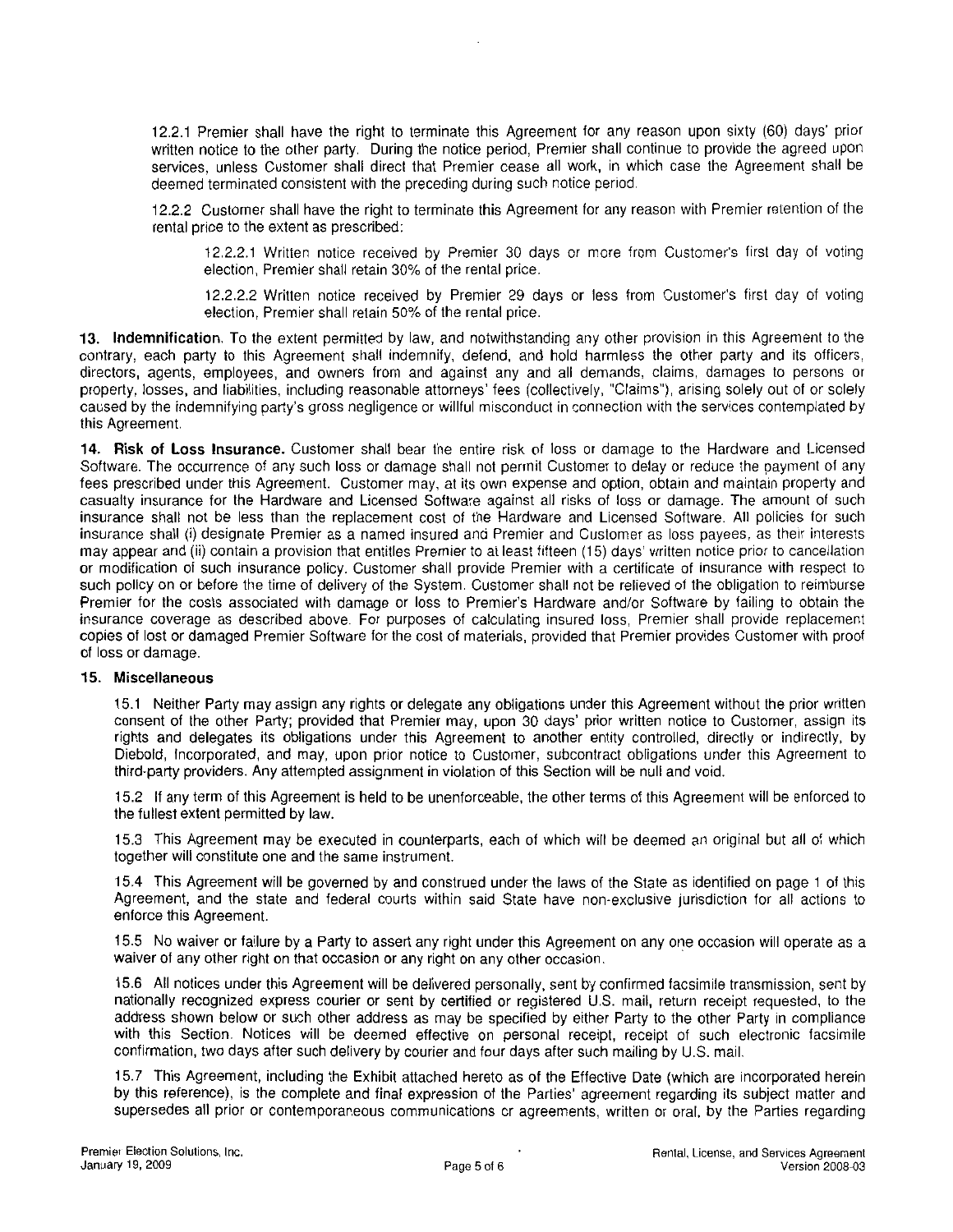12.2.1 Premier shall have the right to terminate this Agreement for any reason upon sixty (60) days' prior written notice to the other party. During the notice period, Premier shall continue to provide the agreed upon services, unless Customer shall direct that Premier cease all work, in which case the Agreement shall be deemed terminated consistent with the preceding during such notice period.

12.2.2 Customer shall have the right to terminate this Agreement for any reason with Premier retention of the rental price to the extent as prescribed:

12.2.2.1 Written notice received by Premier 30 days or more from Customer's first day of voting election, Premier shall retain 30% of the rental price.

12.2.2.2 Written notice received by Premier 29 days or less from Customer's first day of voting election, Premier shall retain 50% of the rental price.

**13. Indemnification.** To the extent permitted by law, and notwithstanding any other provision in this Agreement to the contrary, each party to this Agreement shall indemnify, defend, and hold harmless the other party and its officers, directors, agents, employees, and owners from and against any and all demands, claims, damages to persons or property, losses, and liabilities, including reasonable attorneys' fees (collectively, "Claims"), arising solely out of or solely caused by the indemnifying party's gross negligence or willful misconduct in connection with the services contemplated by this Agreement.

**14. Risk of Loss Insurance.** Customer shall bear the entire risk of loss or damage to the Hardware and Licensed Software. The occurrence of any such loss or damage shall not permit Customer to delay or reduce the payment of any fees prescribed under this Agreement. Customer may, at its own expense and option, obtain and maintain property and casualty insurance for the Hardware and Licensed Software against all risks of loss or damage. The amount of such insurance shall not be less than the replacement cost of the Hardware and Licensed Software. All policies for such insurance shall (i) designate Premier as a named insured and Premier and Customer as loss payees, as their interests may appear and (ii) contain a provision that entitles Premier to at least fifteen (15) days' written notice prior to cancellation or modification of such insurance policy. Customer shall provide Premier with a certificate of insurance with respect to such policy on or before the time of delivery of the System. Customer shall not be relieved of the obligation to reimburse Premier for the costs associated with damage or loss to Premier's Hardware and/or Software by failing to obtain the insurance coverage as described above. For purposes of calculating insured loss, Premier shall provide replacement copies of lost or damaged Premier Software for the cost of materials, provided that Premier provides Customer with proof of loss or damage.

**15. Miscellaneous**

15.1 Neither Party may assign any rights or delegate any obligations under this Agreement without the prior written consent of the other Party; provided that Premier may, upon 30 days' prior written notice to Customer, assign its rights and delegates its obligations under this Agreement to another entity controlled, directly or indirectly, by Diebold, Incorporated, and may, upon prior notice to Customer, subcontract obligations under this Agreement to third-party providers. Any attempted assignment in violation of this Section will be null and void.

15.2 If any term of this Agreement is held to be unenforceable, the other terms of this Agreement will be enforced to the fullest extent permitted by law.

15.3 This Agreement may be executed in counterparts, each of which will be deemed an original but all of which together will constitute one and the same instrument.

15.4 This Agreement will be governed by and construed under the laws of the State as identified on page 1 of this Agreement, and the state and federal courts within said State have non-exclusive jurisdiction for all actions to enforce this Agreement.

15.5 No waiver or failure by a Party to assert any right under this Agreement on any one occasion will operate as a waiver of any other right on that occasion or any right on any other occasion.

15.6 All notices under this Agreement will be delivered personally, sent by confirmed facsimile transmission, sent by nationally recognized express courier or sent by certified or registered U.S. mail, return receipt requested, to the address shown below or such other address as may be specified by either Party to the other Party in compliance with this Section. Notices will be deemed effective on personal receipt, receipt of such electronic facsimile confirmation, two days after such delivery by courier and four days after such mailing by U.S. mail.

15.7 This Agreement, including the Exhibit attached hereto as of the Effective Date (which are incorporated herein by this reference), is the complete and final expression of the Parties' agreement regarding its subject matter and supersedes all prior or contemporaneous communications or agreements, written or oral, by the Parties regarding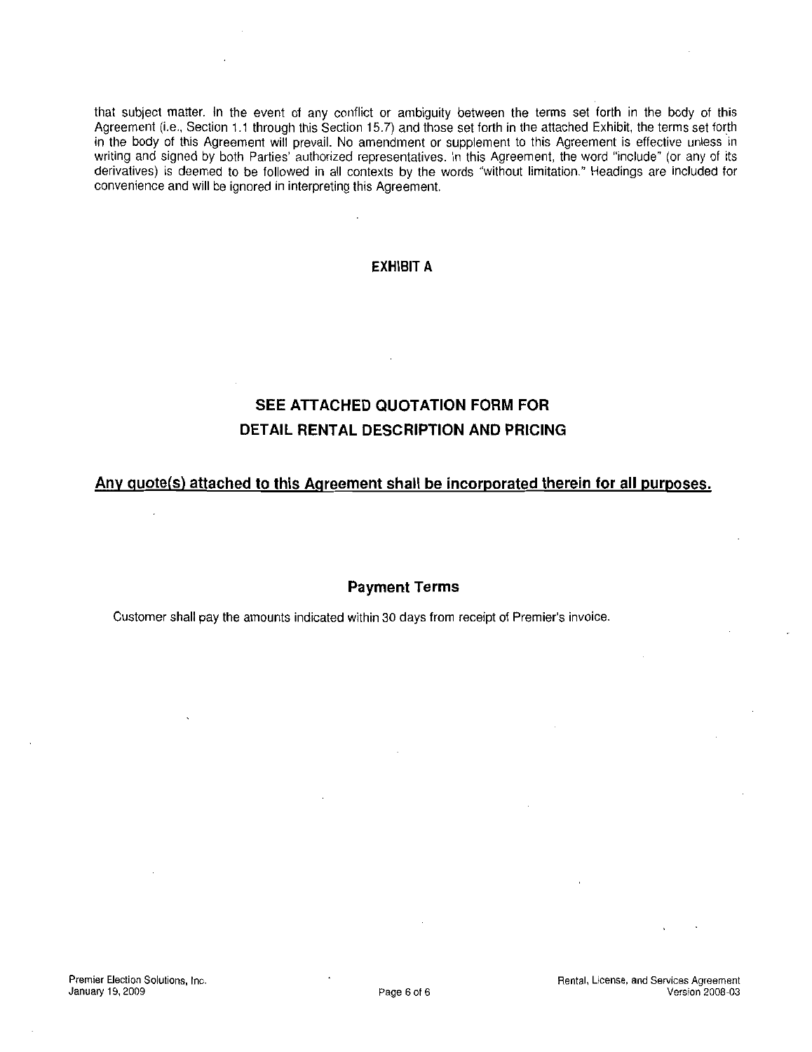that subject matter. In the event of any conflict or ambiguity between the terms set forth in the body of this Agreement (i.e., Section 1.1 through this Section 15.7) and those set forth in the attached Exhibit, the terms set forth in the body of this Agreement will prevail. No amendment or supplement to this Agreement is effective unless in writing and signed by both Parties' authorized representatives. In this Agreement, the word "include" (or any of its derivatives) is deemed to be followed in all contexts by the words "without limitation." Headings are included for convenience and will be ignored in interpreting this Agreement.

## EXHIBIT A

## SEE ATTACHED QUOTATION FORM FOR DETAIL RENTAL DESCRIPTION AND PRICING

**Any quote(s) attached to this Agreement shall be incorporated therein for all purposes.**

### Payment Terms

Customer shall pay the amounts indicated within 30 days from receipt of Premier's invoice.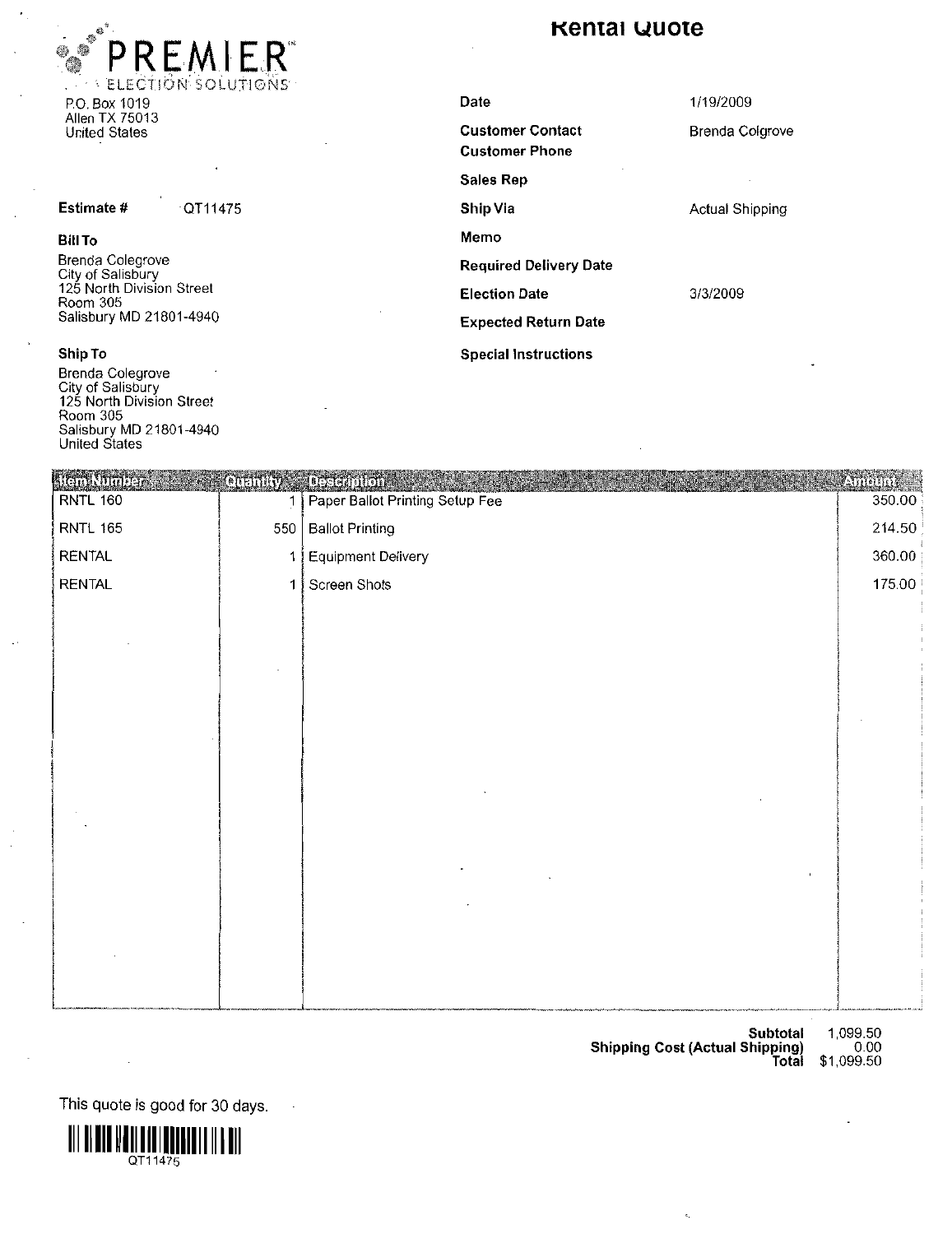**PREMIER**
ELECTION SOLUTIONS

P.O. Box 1019
Allen TX 75013
United States

# Rental Quote

| | |
|---|---|
| **Date** | 1/19/2009 |
| **Customer Contact** | Brenda Colgrove |
| **Customer Phone** | |
| **Sales Rep** | |
| **Ship Via** | Actual Shipping |
| **Memo** | |
| **Required Delivery Date** | |
| **Election Date** | 3/3/2009 |
| **Expected Return Date** | |
| **Special Instructions** | |

**Estimate #** QT11475

**Bill To**

Brenda Colegrove
City of Salisbury
125 North Division Street
Room 305
Salisbury MD 21801-4940

**Ship To**

Brenda Colegrove
City of Salisbury
125 North Division Street
Room 305
Salisbury MD 21801-4940
United States

| Item Number | Quantity | Description | Amount |
|---|---|---|---|
| RNTL 160 | 1 | Paper Ballot Printing Setup Fee | 350.00 |
| RNTL 165 | 550 | Ballot Printing | 214.50 |
| RENTAL | 1 | Equipment Delivery | 360.00 |
| RENTAL | 1 | Screen Shots | 175.00 |

| | |
|---|---|
| **Subtotal** | 1,099.50 |
| **Shipping Cost (Actual Shipping)** | 0.00 |
| **Total** | $1,099.50 |

This quote is good for 30 days.

QT11475